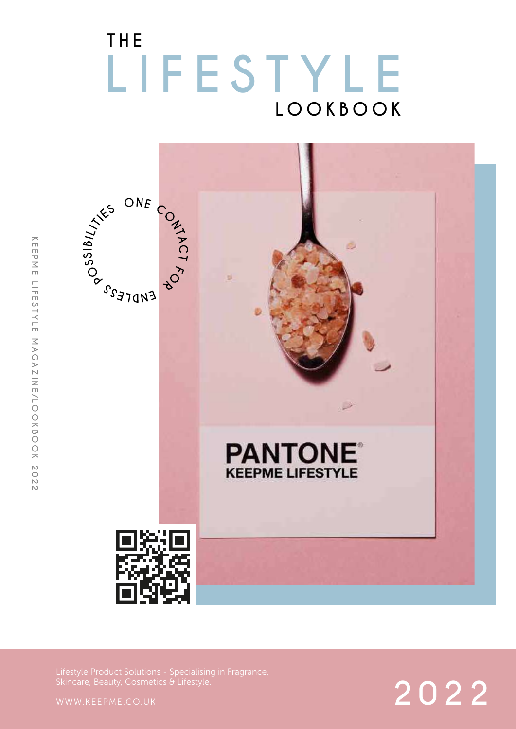# THE LIFESTYLE LOOKBOOK

KEEPME LIFESTYLE MAGAZINE/LOOKBOOK 2022

ONE CONTACT FOR ENDLESS POSSIBILITIES

**PANTONE®**
**KEEPME LIFESTYLE**

Lifestyle Product Solutions - Specialising in Fragrance, Skincare, Beauty, Cosmetics & Lifestyle.

WWW.KEEPME.CO.UK

2022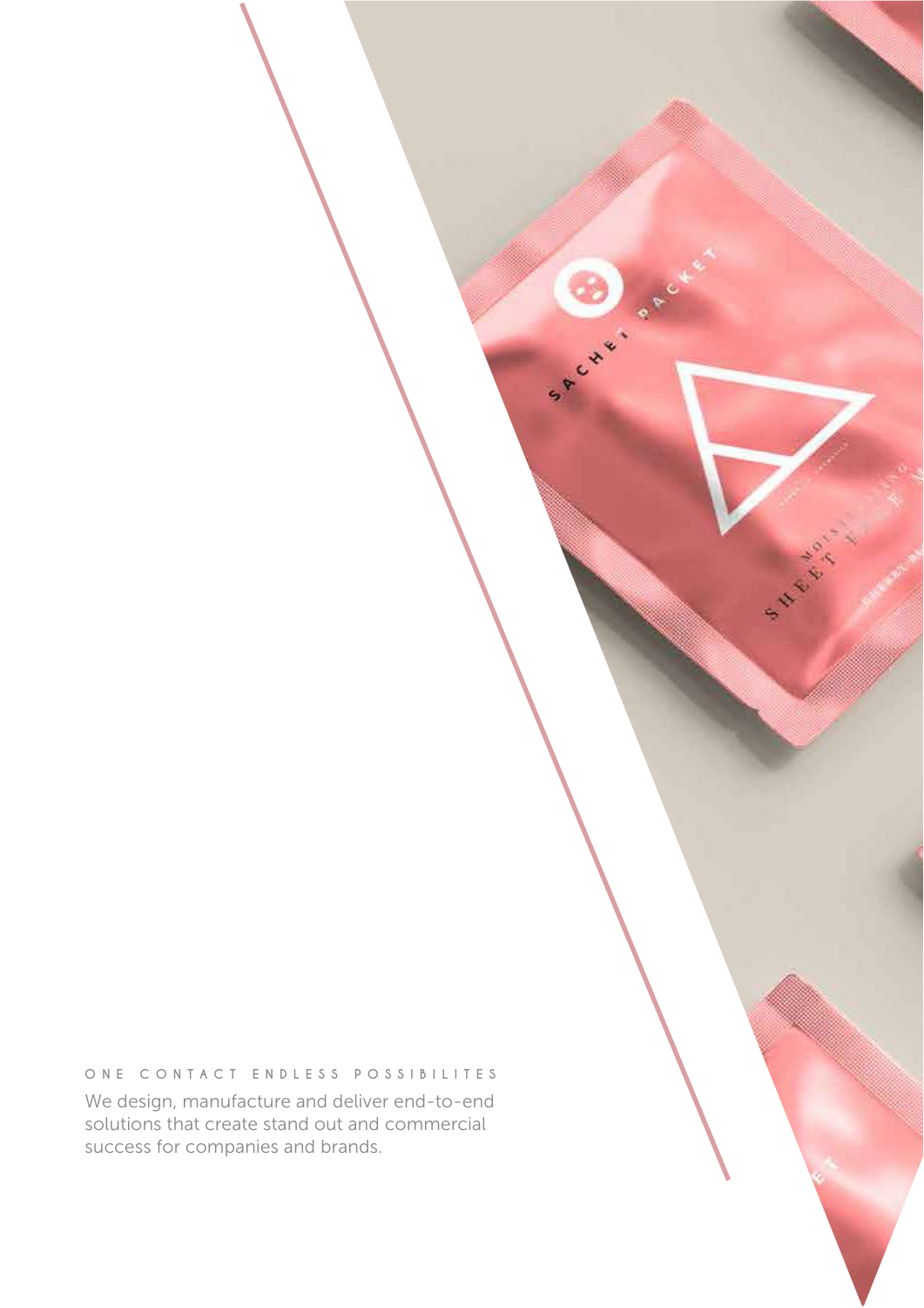ONE CONTACT ENDLESS POSSIBILITES

We design, manufacture and deliver end-to-end solutions that create stand out and commercial success for companies and brands.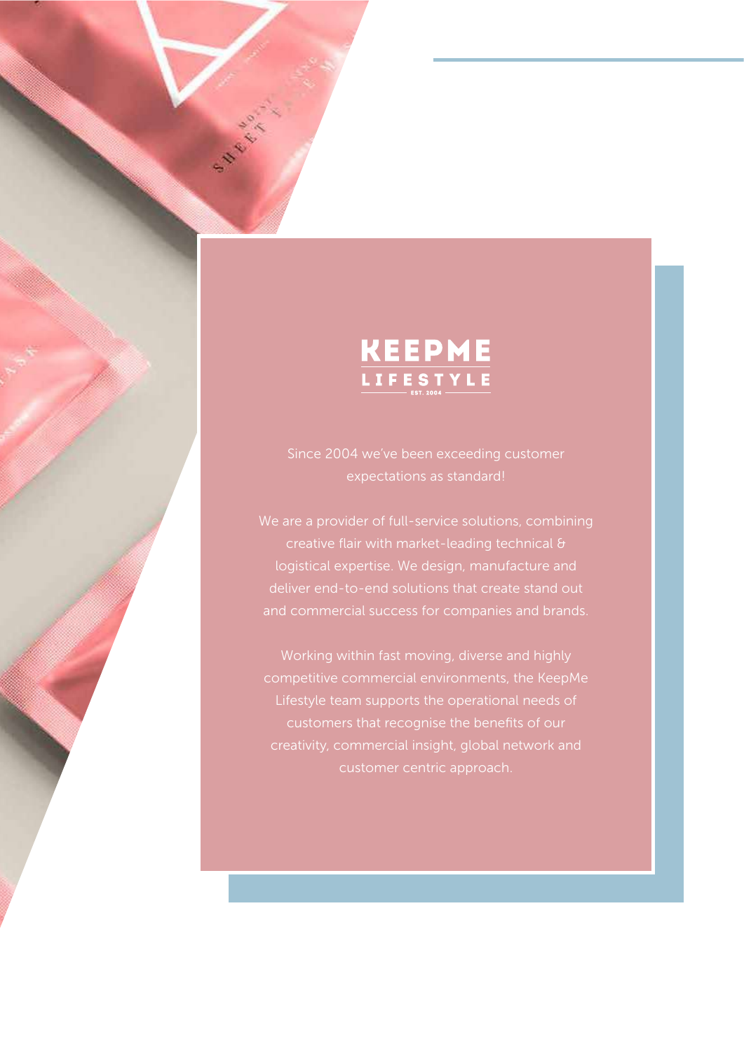# KEEPME LIFESTYLE

EST. 2004

Since 2004 we've been exceeding customer expectations as standard!

We are a provider of full-service solutions, combining creative flair with market-leading technical & logistical expertise. We design, manufacture and deliver end-to-end solutions that create stand out and commercial success for companies and brands.

Working within fast moving, diverse and highly competitive commercial environments, the KeepMe Lifestyle team supports the operational needs of customers that recognise the benefits of our creativity, commercial insight, global network and customer centric approach.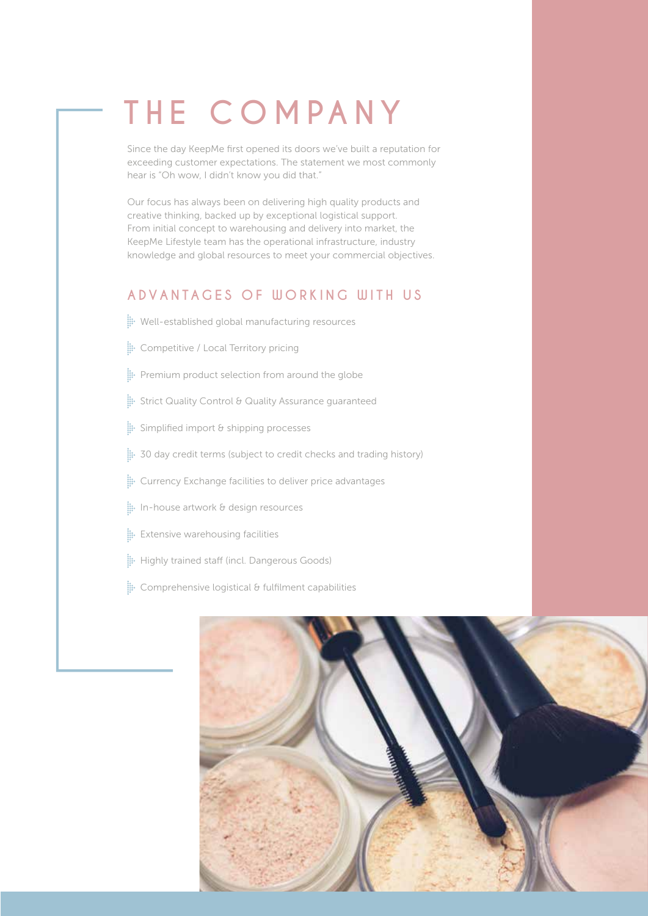# THE COMPANY

Since the day KeepMe first opened its doors we've built a reputation for exceeding customer expectations. The statement we most commonly hear is "Oh wow, I didn't know you did that."

Our focus has always been on delivering high quality products and creative thinking, backed up by exceptional logistical support. From initial concept to warehousing and delivery into market, the KeepMe Lifestyle team has the operational infrastructure, industry knowledge and global resources to meet your commercial objectives.

## ADVANTAGES OF WORKING WITH US

- Well-established global manufacturing resources
- Competitive / Local Territory pricing
- Premium product selection from around the globe
- Strict Quality Control & Quality Assurance guaranteed
- Simplified import & shipping processes
- 30 day credit terms (subject to credit checks and trading history)
- Currency Exchange facilities to deliver price advantages
- In-house artwork & design resources
- Extensive warehousing facilities
- Highly trained staff (incl. Dangerous Goods)
- Comprehensive logistical & fulfilment capabilities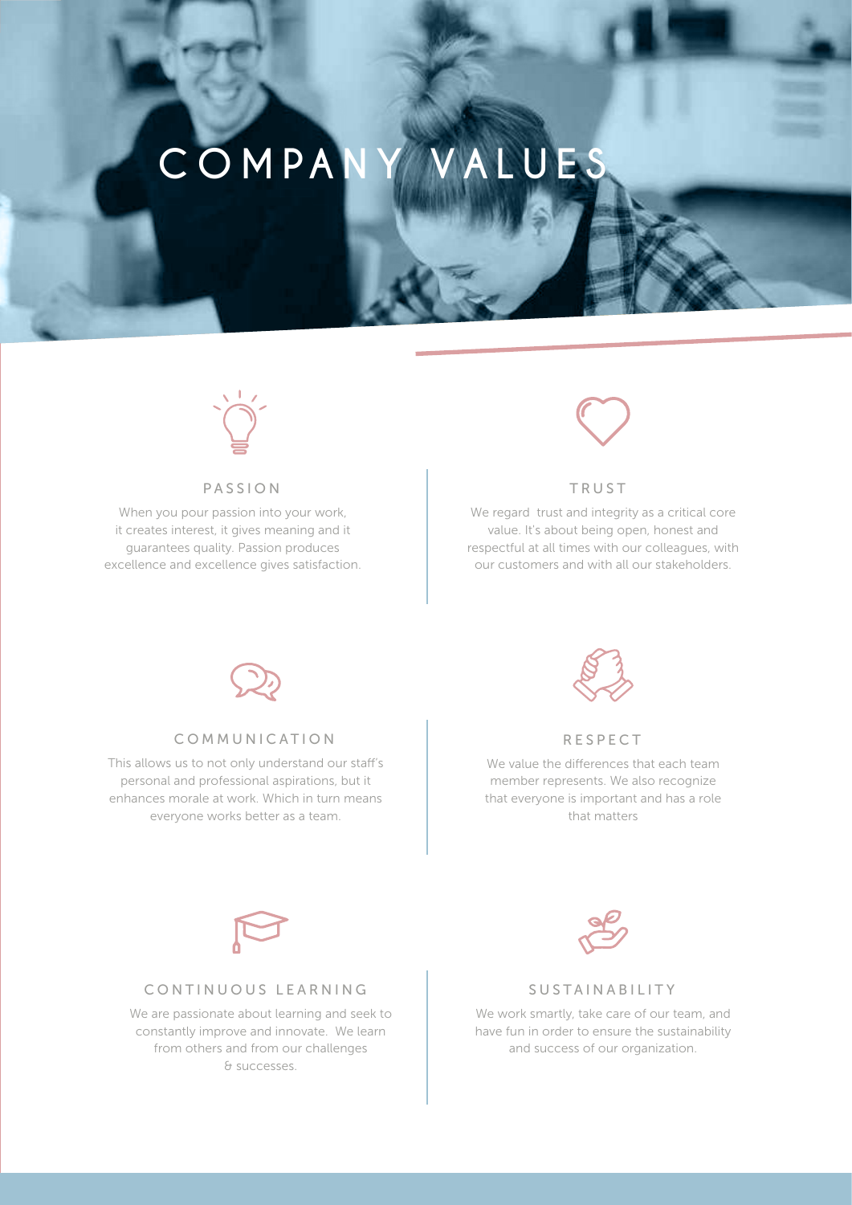# COMPANY VALUES

## PASSION

When you pour passion into your work, it creates interest, it gives meaning and it guarantees quality. Passion produces excellence and excellence gives satisfaction.

## TRUST

We regard  trust and integrity as a critical core value. It's about being open, honest and respectful at all times with our colleagues, with our customers and with all our stakeholders.

## COMMUNICATION

This allows us to not only understand our staff's personal and professional aspirations, but it enhances morale at work. Which in turn means everyone works better as a team.

## RESPECT

We value the differences that each team member represents. We also recognize that everyone is important and has a role that matters

## CONTINUOUS LEARNING

We are passionate about learning and seek to constantly improve and innovate.  We learn from others and from our challenges & successes.

## SUSTAINABILITY

We work smartly, take care of our team, and have fun in order to ensure the sustainability and success of our organization.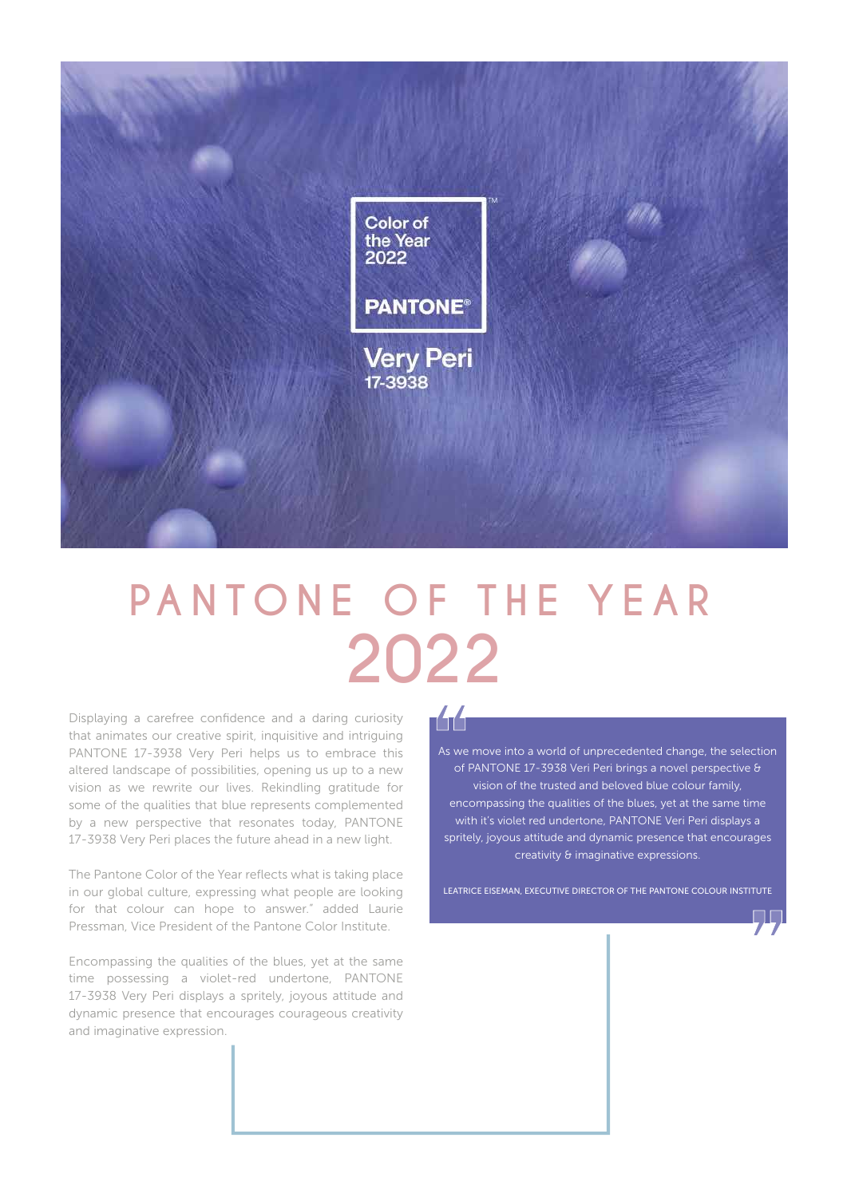Color of the Year 2022

PANTONE®

Very Peri
17-3938

# PANTONE OF THE YEAR 2022

Displaying a carefree confidence and a daring curiosity that animates our creative spirit, inquisitive and intriguing PANTONE 17-3938 Very Peri helps us to embrace this altered landscape of possibilities, opening us up to a new vision as we rewrite our lives. Rekindling gratitude for some of the qualities that blue represents complemented by a new perspective that resonates today, PANTONE 17-3938 Very Peri places the future ahead in a new light.

The Pantone Color of the Year reflects what is taking place in our global culture, expressing what people are looking for that colour can hope to answer." added Laurie Pressman, Vice President of the Pantone Color Institute.

Encompassing the qualities of the blues, yet at the same time possessing a violet-red undertone, PANTONE 17-3938 Very Peri displays a spritely, joyous attitude and dynamic presence that encourages courageous creativity and imaginative expression.

> "As we move into a world of unprecedented change, the selection of PANTONE 17-3938 Veri Peri brings a novel perspective & vision of the trusted and beloved blue colour family, encompassing the qualities of the blues, yet at the same time with it's violet red undertone, PANTONE Veri Peri displays a spritely, joyous attitude and dynamic presence that encourages creativity & imaginative expressions."
>
> LEATRICE EISEMAN, EXECUTIVE DIRECTOR OF THE PANTONE COLOUR INSTITUTE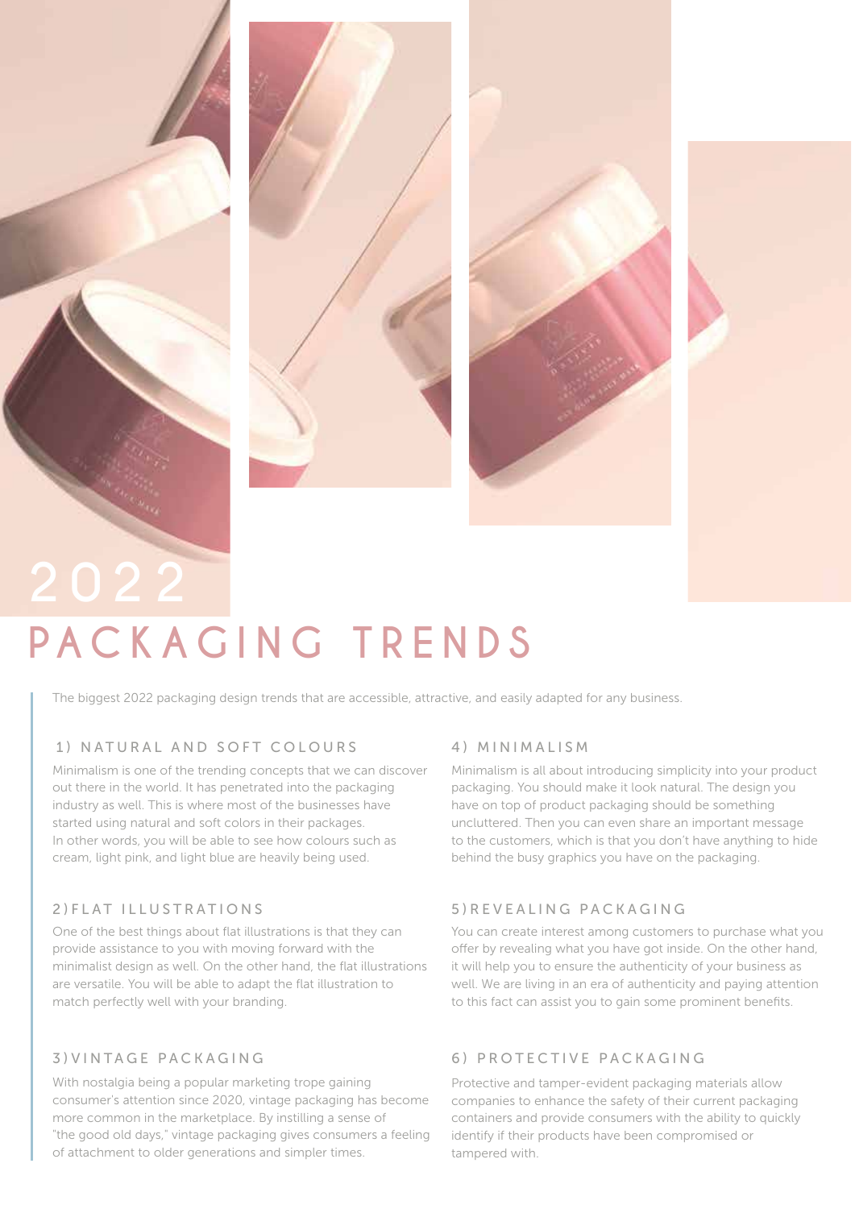# 2022 PACKAGING TRENDS

The biggest 2022 packaging design trends that are accessible, attractive, and easily adapted for any business.

## 1) NATURAL AND SOFT COLOURS

Minimalism is one of the trending concepts that we can discover out there in the world. It has penetrated into the packaging industry as well. This is where most of the businesses have started using natural and soft colors in their packages. In other words, you will be able to see how colours such as cream, light pink, and light blue are heavily being used.

## 2) FLAT ILLUSTRATIONS

One of the best things about flat illustrations is that they can provide assistance to you with moving forward with the minimalist design as well. On the other hand, the flat illustrations are versatile. You will be able to adapt the flat illustration to match perfectly well with your branding.

## 3) VINTAGE PACKAGING

With nostalgia being a popular marketing trope gaining consumer's attention since 2020, vintage packaging has become more common in the marketplace. By instilling a sense of "the good old days," vintage packaging gives consumers a feeling of attachment to older generations and simpler times.

## 4) MINIMALISM

Minimalism is all about introducing simplicity into your product packaging. You should make it look natural. The design you have on top of product packaging should be something uncluttered. Then you can even share an important message to the customers, which is that you don't have anything to hide behind the busy graphics you have on the packaging.

## 5) REVEALING PACKAGING

You can create interest among customers to purchase what you offer by revealing what you have got inside. On the other hand, it will help you to ensure the authenticity of your business as well. We are living in an era of authenticity and paying attention to this fact can assist you to gain some prominent benefits.

## 6) PROTECTIVE PACKAGING

Protective and tamper-evident packaging materials allow companies to enhance the safety of their current packaging containers and provide consumers with the ability to quickly identify if their products have been compromised or tampered with.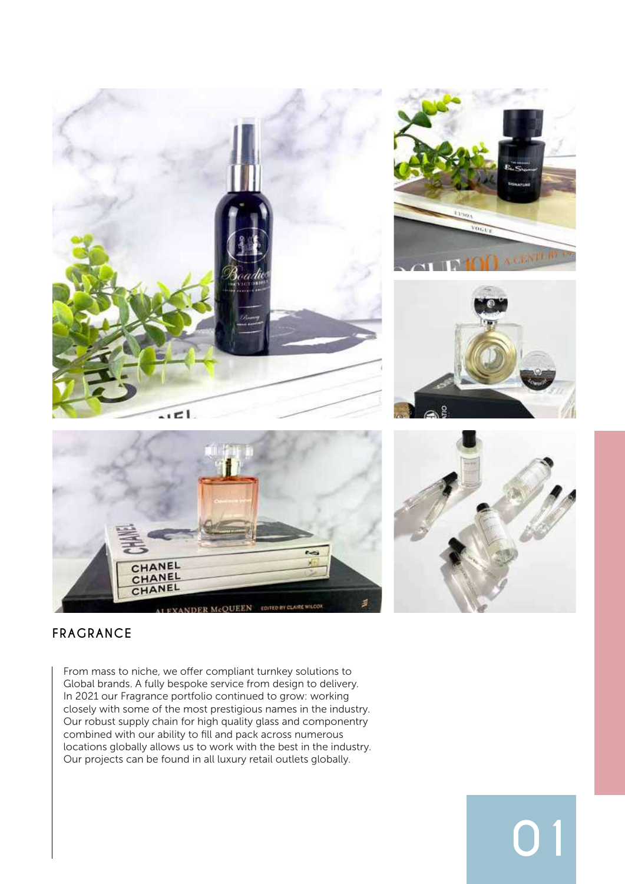## FRAGRANCE

From mass to niche, we offer compliant turnkey solutions to Global brands. A fully bespoke service from design to delivery. In 2021 our Fragrance portfolio continued to grow: working closely with some of the most prestigious names in the industry. Our robust supply chain for high quality glass and componentry combined with our ability to fill and pack across numerous locations globally allows us to work with the best in the industry. Our projects can be found in all luxury retail outlets globally.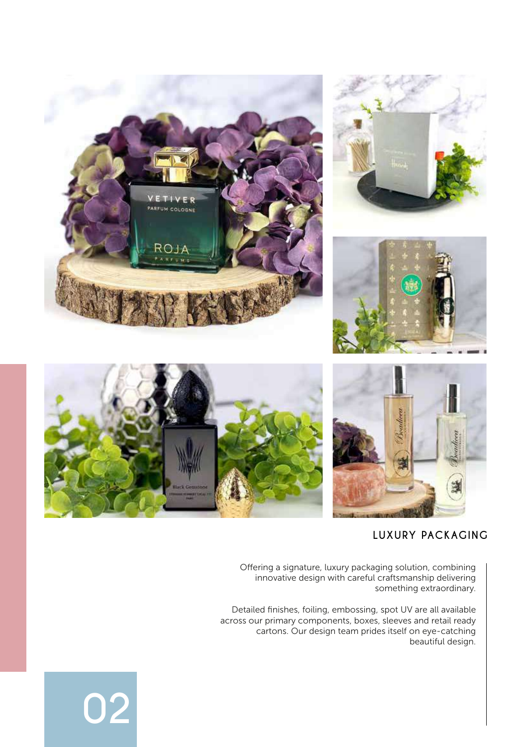## LUXURY PACKAGING

Offering a signature, luxury packaging solution, combining innovative design with careful craftsmanship delivering something extraordinary.

Detailed finishes, foiling, embossing, spot UV are all available across our primary components, boxes, sleeves and retail ready cartons. Our design team prides itself on eye-catching beautiful design.

02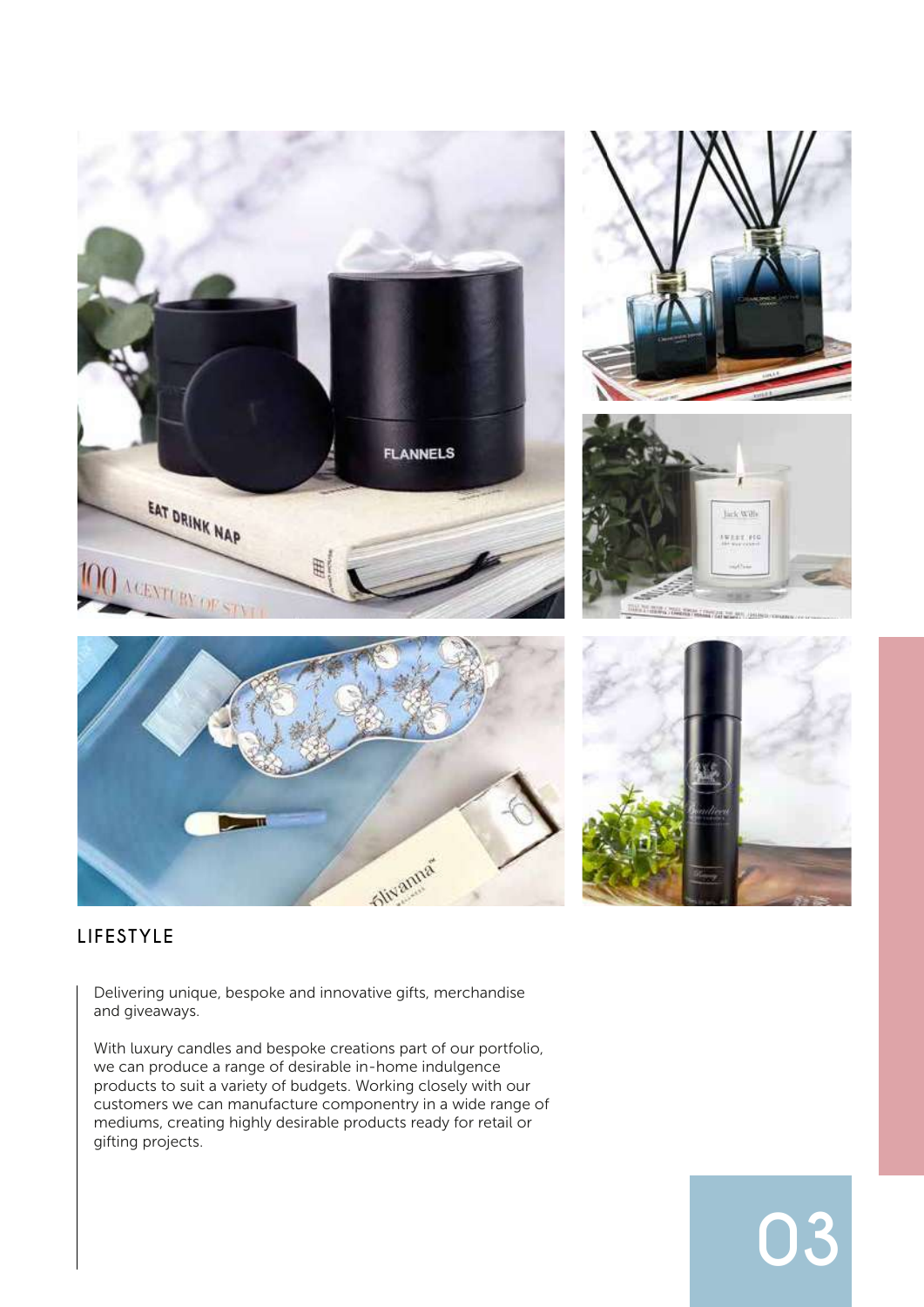## LIFESTYLE

Delivering unique, bespoke and innovative gifts, merchandise and giveaways.

With luxury candles and bespoke creations part of our portfolio, we can produce a range of desirable in-home indulgence products to suit a variety of budgets. Working closely with our customers we can manufacture componentry in a wide range of mediums, creating highly desirable products ready for retail or gifting projects.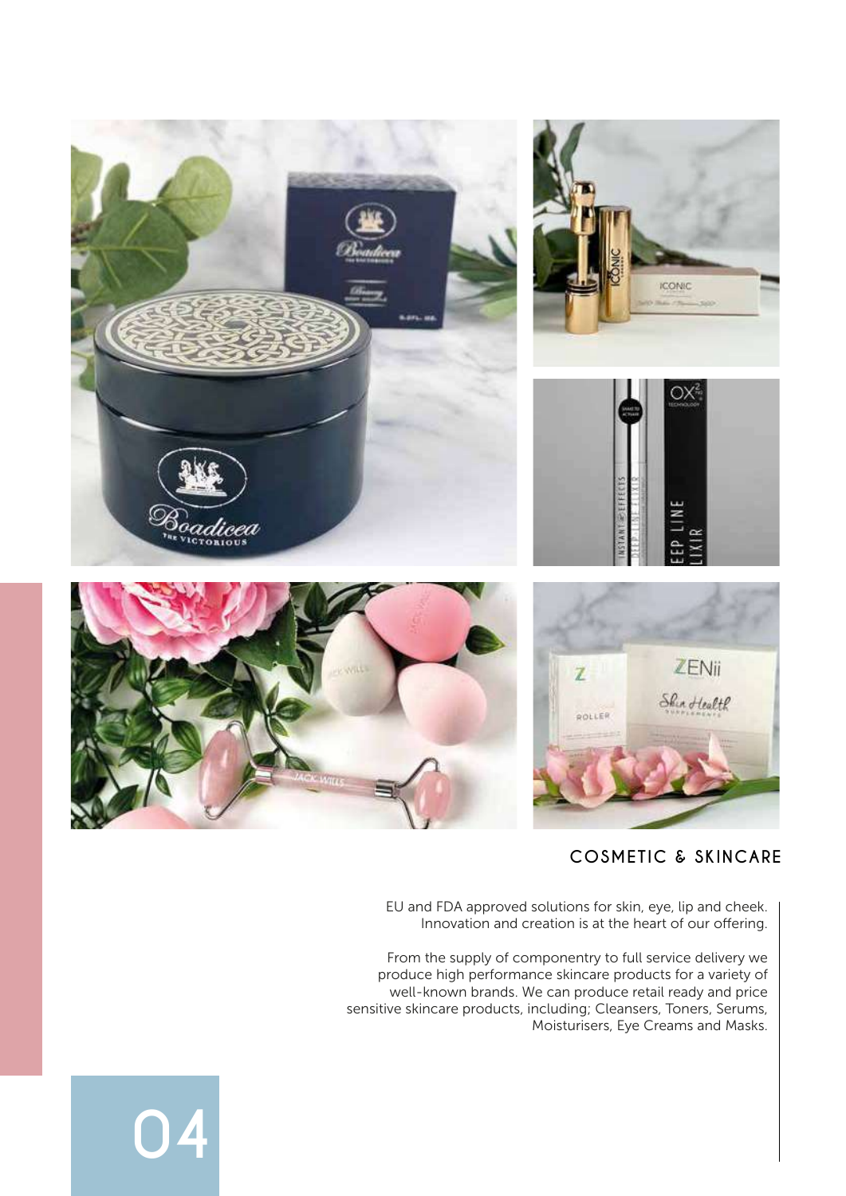## COSMETIC & SKINCARE

EU and FDA approved solutions for skin, eye, lip and cheek. Innovation and creation is at the heart of our offering.

From the supply of componentry to full service delivery we produce high performance skincare products for a variety of well-known brands. We can produce retail ready and price sensitive skincare products, including; Cleansers, Toners, Serums, Moisturisers, Eye Creams and Masks.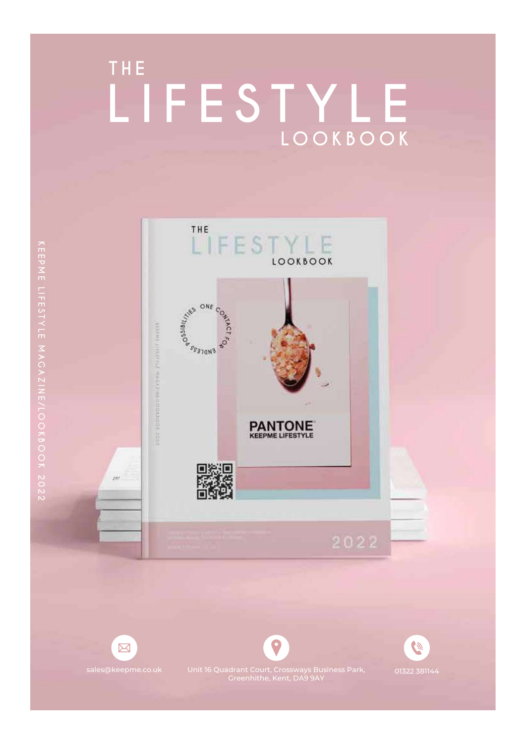# THE LIFESTYLE LOOKBOOK

KEEPME LIFESTYLE MAGAZINE/LOOKBOOK 2022

sales@keepme.co.uk

Unit 16 Quadrant Court, Crossways Business Park, Greenhithe, Kent, DA9 9AY

01322 381144